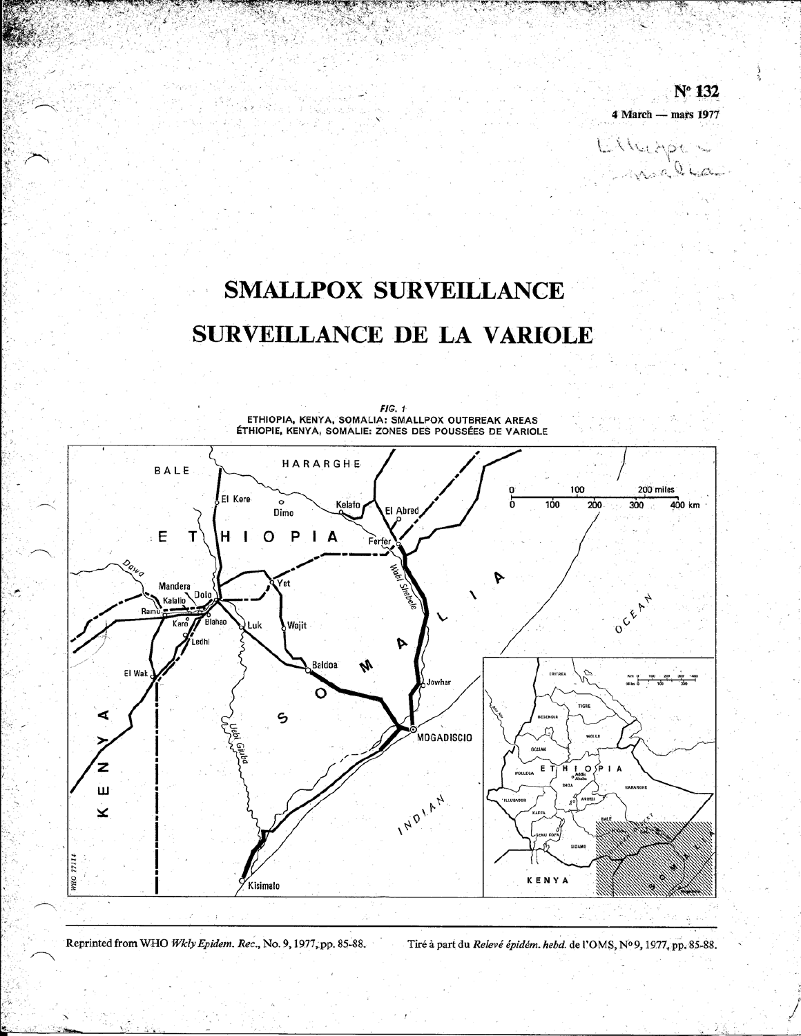Nº 132

4 March — mars 1977

# SMALLPOX SURVEILLANCE

# SURVEILLANCE DE LA VARIOLE

FIG. 1
ETHIOPIA, KENYA, SOMALIA: SMALLPOX OUTBREAK AREAS
ÉTHIOPIE, KENYA, SOMALIE: ZONES DES POUSSÉES DE VARIOLE

Reprinted from WHO *Wkly Epidem. Rec.*, No. 9, 1977, pp. 85-88. Tiré à part du *Relevé épidém. hebd.* de l'OMS, Nº 9, 1977, pp. 85-88.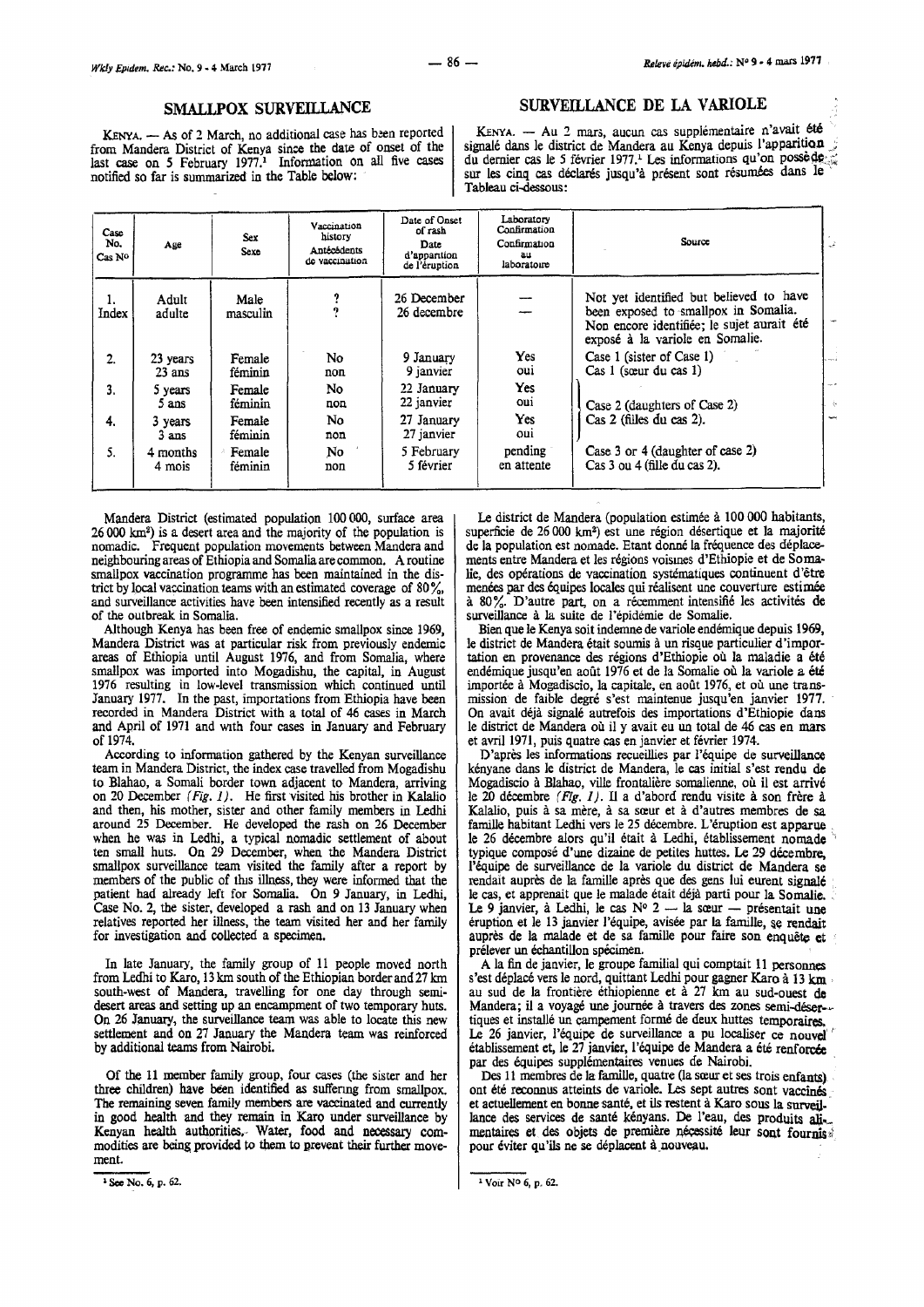## SMALLPOX SURVEILLANCE

KENYA. — As of 2 March, no additional case has been reported from Mandera District of Kenya since the date of onset of the last case on 5 February 1977.[1] Information on all five cases notified so far is summarized in the Table below:

| Case No. / Cas No | Age | Sex / Sexe | Vaccination history / Antécédents de vaccination | Date of Onset of rash / Date d'apparition de l'éruption | Laboratory Confirmation / Confirmation au laboratoire | Source |
|---|---|---|---|---|---|---|
| 1. Index | Adult / adulte | Male / masculin | ? / ? | 26 December / 26 decembre | — / — | Not yet identified but believed to have been exposed to smallpox in Somalia. / Non encore identifiée; le sujet aurait été exposé à la variole en Somalie. |
| 2. | 23 years / 23 ans | Female / féminin | No / non | 9 January / 9 janvier | Yes / oui | Case 1 (sister of Case 1) / Cas 1 (sœur du cas 1) |
| 3. | 5 years / 5 ans | Female / féminin | No / non | 22 January / 22 janvier | Yes / oui | Case 2 (daughters of Case 2) / Cas 2 (filles du cas 2). |
| 4. | 3 years / 3 ans | Female / féminin | No / non | 27 January / 27 janvier | Yes / oui | Case 2 (daughters of Case 2) / Cas 2 (filles du cas 2). |
| 5. | 4 months / 4 mois | Female / féminin | No / non | 5 February / 5 février | pending / en attente | Case 3 or 4 (daughter of case 2) / Cas 3 ou 4 (fille du cas 2). |

Mandera District (estimated population 100 000, surface area 26 000 km²) is a desert area and the majority of the population is nomadic. Frequent population movements between Mandera and neighbouring areas of Ethiopia and Somalia are common. A routine smallpox vaccination programme has been maintained in the district by local vaccination teams with an estimated coverage of 80%, and surveillance activities have been intensified recently as a result of the outbreak in Somalia.

Although Kenya has been free of endemic smallpox since 1969, Mandera District was at particular risk from previously endemic areas of Ethiopia until August 1976, and from Somalia, where smallpox was imported into Mogadishu, the capital, in August 1976 resulting in low-level transmission which continued until January 1977. In the past, importations from Ethiopia have been recorded in Mandera District with a total of 46 cases in March and April of 1971 and with four cases in January and February of 1974.

According to information gathered by the Kenyan surveillance team in Mandera District, the index case travelled from Mogadishu to Blahao, a Somali border town adjacent to Mandera, arriving on 20 December *(Fig. 1)*. He first visited his brother in Kalalio and then, his mother, sister and other family members in Ledhi around 25 December. He developed the rash on 26 December when he was in Ledhi, a typical nomadic settlement of about ten small huts. On 29 December, when the Mandera District smallpox surveillance team visited the family after a report by members of the public of this illness, they were informed that the patient had already left for Somalia. On 9 January, in Ledhi, Case No. 2, the sister, developed a rash and on 13 January when relatives reported her illness, the team visited her and her family for investigation and collected a specimen.

In late January, the family group of 11 people moved north from Ledhi to Karo, 13 km south of the Ethiopian border and 27 km south-west of Mandera, travelling for one day through semi-desert areas and setting up an encampment of two temporary huts. On 26 January, the surveillance team was able to locate this new settlement and on 27 January the Mandera team was reinforced by additional teams from Nairobi.

Of the 11 member family group, four cases (the sister and her three children) have been identified as suffering from smallpox. The remaining seven family members are vaccinated and currently in good health and they remain in Karo under surveillance by Kenyan health authorities. Water, food and necessary commodities are being provided to them to prevent their further movement.

[1] See No. 6, p. 62.

## SURVEILLANCE DE LA VARIOLE

KENYA. — Au 2 mars, aucun cas supplémentaire n'avait été signalé dans le district de Mandera au Kenya depuis l'apparition du dernier cas le 5 février 1977.[1] Les informations qu'on possède sur les cinq cas déclarés jusqu'à présent sont résumées dans le Tableau ci-dessous:

Le district de Mandera (population estimée à 100 000 habitants, superficie de 26 000 km²) est une région désertique et la majorité de la population est nomade. Etant donné la fréquence des déplacements entre Mandera et les régions voisines d'Ethiopie et de Somalie, des opérations de vaccination systématiques continuent d'être menées par des équipes locales qui réalisent une couverture estimée à 80%. D'autre part, on a récemment intensifié les activités de surveillance à la suite de l'épidémie de Somalie.

Bien que le Kenya soit indemne de variole endémique depuis 1969, le district de Mandera était soumis à un risque particulier d'importation en provenance des régions d'Ethiopie où la maladie a été endémique jusqu'en août 1976 et de la Somalie où la variole a été importée à Mogadiscio, la capitale, en août 1976, et où une transmission de faible degré s'est maintenue jusqu'en janvier 1977. On avait déjà signalé autrefois des importations d'Ethiopie dans le district de Mandera où il y avait eu un total de 46 cas en mars et avril 1971, puis quatre cas en janvier et février 1974.

D'après les informations recueillies par l'équipe de surveillance kényane dans le district de Mandera, le cas initial s'est rendu de Mogadiscio à Blahao, ville frontalière somalienne, où il est arrivé le 20 décembre *(Fig. 1)*. Il a d'abord rendu visite à son frère à Kalalio, puis à sa mère, à sa sœur et à d'autres membres de sa famille habitant Ledhi vers le 25 décembre. L'éruption est apparue le 26 décembre alors qu'il était à Ledhi, établissement nomade typique composé d'une dizaine de petites huttes. Le 29 décembre, l'équipe de surveillance de la variole du district de Mandera se rendait auprès de la famille après que des gens lui eurent signalé le cas, et apprenait que le malade était déjà parti pour la Somalie. Le 9 janvier, à Ledhi, le cas N° 2 — la sœur — présentait une éruption et le 13 janvier l'équipe, avisée par la famille, se rendait auprès de la malade et de sa famille pour faire son enquête et prélever un échantillon spécimen.

A la fin de janvier, le groupe familial qui comptait 11 personnes s'est déplacé vers le nord, quittant Ledhi pour gagner Karo à 13 km au sud de la frontière éthiopienne et à 27 km au sud-ouest de Mandera; il a voyagé une journée à travers des zones semi-désertiques et installé un campement formé de deux huttes temporaires. Le 26 janvier, l'équipe de surveillance a pu localiser ce nouvel établissement et, le 27 janvier, l'équipe de Mandera a été renforcée par des équipes supplémentaires venues de Nairobi.

Des 11 membres de la famille, quatre (la sœur et ses trois enfants) ont été reconnus atteints de variole. Les sept autres sont vaccinés et actuellement en bonne santé, et ils restent à Karo sous la surveillance des services de santé kényans. De l'eau, des produits alimentaires et des objets de première nécessité leur sont fournis pour éviter qu'ils ne se déplacent à nouveau.

[1] Voir N° 6, p. 62.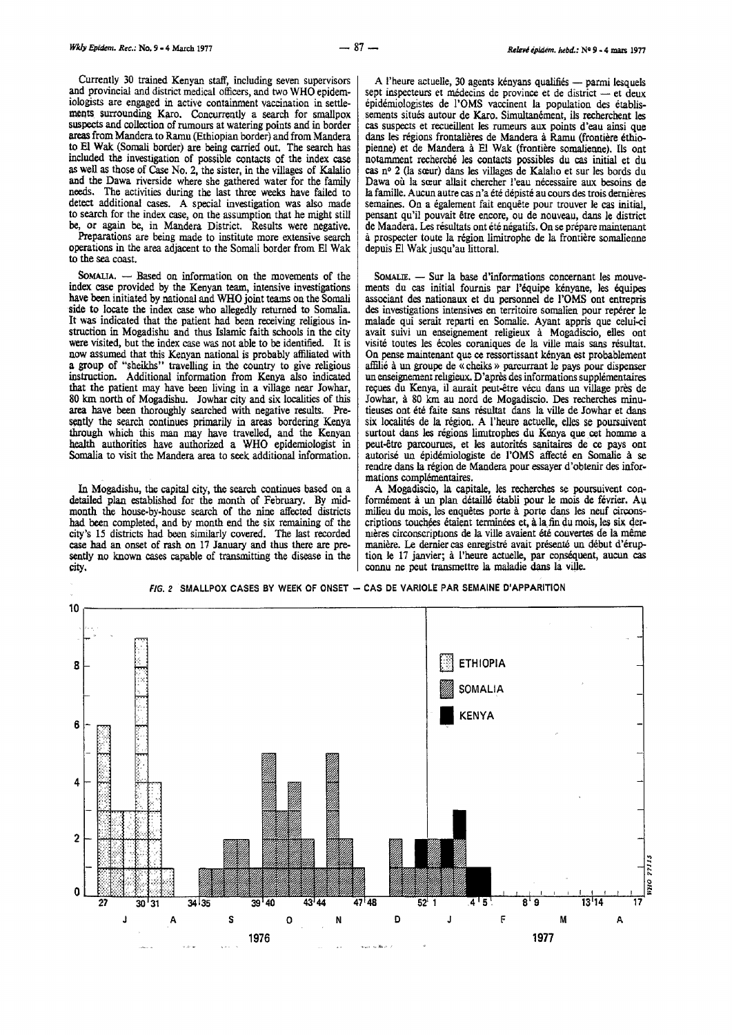Currently 30 trained Kenyan staff, including seven supervisors and provincial and district medical officers, and two WHO epidemiologists are engaged in active containment vaccination in settlements surrounding Karo. Concurrently a search for smallpox suspects and collection of rumours at watering points and in border areas from Mandera to Ramu (Ethiopian border) and from Mandera to El Wak (Somali border) are being carried out. The search has included the investigation of possible contacts of the index case as well as those of Case No. 2, the sister, in the villages of Kalalio and the Dawa riverside where she gathered water for the family needs. The activities during the last three weeks have failed to detect additional cases. A special investigation was also made to search for the index case, on the assumption that he might still be, or again be, in Mandera District. Results were negative.

Preparations are being made to institute more extensive search operations in the area adjacent to the Somali border from El Wak to the sea coast.

SOMALIA. — Based on information on the movements of the index case provided by the Kenyan team, intensive investigations have been initiated by national and WHO joint teams on the Somali side to locate the index case who allegedly returned to Somalia. It was indicated that the patient had been receiving religious instruction in Mogadishu and thus Islamic faith schools in the city were visited, but the index case was not able to be identified. It is now assumed that this Kenyan national is probably affiliated with a group of "sheikhs" travelling in the country to give religious instruction. Additional information from Kenya also indicated that the patient may have been living in a village near Jowhar, 80 km north of Mogadishu. Jowhar city and six localities of this area have been thoroughly searched with negative results. Presently the search continues primarily in areas bordering Kenya through which this man may have travelled, and the Kenyan health authorities have authorized a WHO epidemiologist in Somalia to visit the Mandera area to seek additional information.

In Mogadishu, the capital city, the search continues based on a detailed plan established for the month of February. By mid-month the house-by-house search of the nine affected districts had been completed, and by month end the six remaining of the city's 15 districts had been similarly covered. The last recorded case had an onset of rash on 17 January and thus there are presently no known cases capable of transmitting the disease in the city.

A l'heure actuelle, 30 agents kényans qualifiés — parmi lesquels sept inspecteurs et médecins de province et de district — et deux épidémiologistes de l'OMS vaccinent la population des établissements situés autour de Karo. Simultanément, ils recherchent les cas suspects et recueillent les rumeurs aux points d'eau ainsi que dans les régions frontalières de Mandera à Ramu (frontière éthiopienne) et de Mandera à El Wak (frontière somalienne). Ils ont notamment recherché les contacts possibles du cas initial et du cas nº 2 (la sœur) dans les villages de Kalalio et sur les bords du Dawa où la sœur allait chercher l'eau nécessaire aux besoins de la famille. Aucun autre cas n'a été dépisté au cours des trois dernières semaines. On a également fait enquête pour trouver le cas initial, pensant qu'il pouvait être encore, ou de nouveau, dans le district de Mandera. Les résultats ont été négatifs. On se prépare maintenant à prospecter toute la région limitrophe de la frontière somalienne depuis El Wak jusqu'au littoral.

SOMALIE. — Sur la base d'informations concernant les mouvements du cas initial fournis par l'équipe kényane, les équipes associant des nationaux et du personnel de l'OMS ont entrepris des investigations intensives en territoire somalien pour repérer le malade qui serait reparti en Somalie. Ayant appris que celui-ci avait suivi un enseignement religieux à Mogadiscio, elles ont visité toutes les écoles coraniques de la ville mais sans résultat. On pense maintenant que ce ressortissant kényan est probablement affilié à un groupe de « cheiks » parcourant le pays pour dispenser un enseignement religieux. D'après des informations supplémentaires reçues du Kenya, il aurait peut-être vécu dans un village près de Jowhar, à 80 km au nord de Mogadiscio. Des recherches minutieuses ont été faite sans résultat dans la ville de Jowhar et dans six localités de la région. A l'heure actuelle, elles se poursuivent surtout dans les régions limitrophes du Kenya que cet homme a peut-être parcourues, et les autorités sanitaires de ce pays ont autorisé un épidémiologiste de l'OMS affecté en Somalie à se rendre dans la région de Mandera pour essayer d'obtenir des informations complémentaires.

A Mogadiscio, la capitale, les recherches se poursuivent conformément à un plan détaillé établi pour le mois de février. Au milieu du mois, les enquêtes porte à porte dans les neuf circonscriptions touchées étaient terminées et, à la fin du mois, les six dernières circonscriptions de la ville avaient été couvertes de la même manière. Le dernier cas enregistré avait présenté un début d'éruption le 17 janvier; à l'heure actuelle, par conséquent, aucun cas connu ne peut transmettre la maladie dans la ville.

*FIG. 2* SMALLPOX CASES BY WEEK OF ONSET — CAS DE VARIOLE PAR SEMAINE D'APPARITION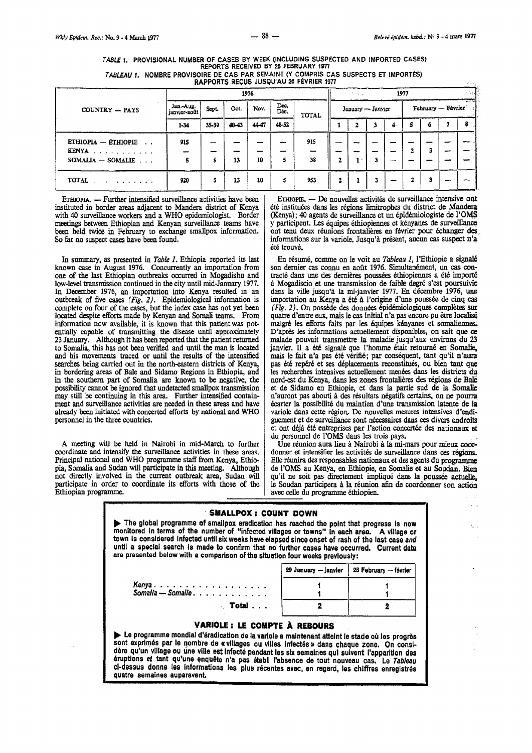*TABLE 1.* PROVISIONAL NUMBER OF CASES BY WEEK (INCLUDING SUSPECTED AND IMPORTED CASES) REPORTS RECEIVED BY 26 FEBRUARY 1977

*TABLEAU 1.* NOMBRE PROVISOIRE DE CAS PAR SEMAINE (Y COMPRIS CAS SUSPECTS ET IMPORTÉS) RAPPORTS REÇUS JUSQU'AU 26 FÉVRIER 1977

| COUNTRY — PAYS | 1976 | | | | | | 1977 | | | | | | | |
|---|---|---|---|---|---|---|---|---|---|---|---|---|---|---|
| | Jan.-Aug. janvier-août | Sept. | Oct. | Nov. | Dec. Déc. | TOTAL | January — Janvier | | | | February — Février | | | |
| | 1-34 | 35-39 | 40-43 | 44-47 | 48-52 | | 1 | 2 | 3 | 4 | 5 | 6 | 7 | 8 |
| ETHIOPIA — ÉTHIOPIE . . | 915 | — | — | — | — | 915 | — | — | — | — | — | — | — | — |
| KENYA . . . . . . . . . . . | — | — | — | — | — | — | — | — | — | — | 2 | 3 | — | — |
| SOMALIA — SOMALIE . . . | 5 | 5 | 13 | 10 | 5 | 38 | 2 | 1 | 3 | — | — | — | — | — |
| TOTAL . . . . . . . . . | 920 | 5 | 13 | 10 | 5 | 953 | 2 | 1 | 3 | — | 2 | 3 | — | — |

ETHIOPIA. — Further intensified surveillance activities have been instituted in border areas adjacent to Mandera district of Kenya with 40 surveillance workers and a WHO epidemiologist. Border meetings between Ethiopian and Kenyan surveillance teams have been held twice in February to exchange smallpox information. So far no suspect cases have been found.

In summary, as presented in *Table 1*, Ethiopia reported its last known case in August 1976. Concurrently an importation from one of the last Ethiopian outbreaks occurred in Mogadishu and low-level transmission continued in the city until mid-January 1977. In December 1976, an importation into Kenya resulted in an outbreak of five cases *(Fig. 2)*. Epidemiological information is complete on four of the cases, but the index case has not yet been located despite efforts made by Kenyan and Somali teams. From information now available, it is known that this patient was potentially capable of transmitting the disease until approximately 23 January. Although it has been reported that the patient returned to Somalia, this has not been verified and until the man is located and his movements traced or until the results of the intensified searches being carried out in the north-eastern districts of Kenya, in bordering areas of Bale and Sidamo Regions in Ethiopia, and in the southern part of Somalia are known to be negative, the possibility cannot be ignored that undetected smallpox transmission may still be continuing in this area. Further intensified containment and surveillance activities are needed in these areas and have already been initiated with concerted efforts by national and WHO personnel in the three countries.

A meeting will be held in Nairobi in mid-March to further coordinate and intensify the surveillance activities in these areas. Principal national and WHO programme staff from Kenya, Ethiopia, Somalia and Sudan will participate in this meeting. Although not directly involved in the current outbreak area, Sudan will participate in order to coordinate its efforts with those of the Ethiopian programme.

ETHIOPIE. — De nouvelles activités de surveillance intensive ont été instituées dans les régions limitrophes du district de Mandera (Kenya); 40 agents de surveillance et un épidémiologiste de l'OMS y participent. Les équipes éthiopiennes et kényanes de surveillance ont tenu deux réunions frontalières en février pour échanger des informations sur la variole. Jusqu'à présent, aucun cas suspect n'a été trouvé.

En résumé, comme on le voit au *Tableau 1*, l'Ethiopie a signalé son dernier cas connu en août 1976. Simultanément, un cas contracté dans une des dernières poussées éthiopiennes a été importé à Mogadiscio et une transmission de faible degré s'est poursuivie dans la ville jusqu'à la mi-janvier 1977. En décembre 1976, une importation au Kenya a été à l'origine d'une poussée de cinq cas *(Fig. 2)*. On possède des données épidémiologiques complètes sur quatre d'entre eux, mais le cas initial n'a pas encore pu être localisé malgré les efforts faits par les équipes kényanes et somaliennes. D'après les informations actuellement disponibles, on sait que ce malade pouvait transmettre la maladie jusqu'aux environs du 23 janvier. Il a été signalé que l'homme était retourné en Somalie, mais le fait n'a pas été vérifié; par conséquent, tant qu'il n'aura pas été repéré et ses déplacements reconstitués, ou bien tant que les recherches intensives actuellement menées dans les districts du nord-est du Kenya, dans les zones frontalières des régions de Bale et de Sidamo en Ethiopie, et dans la partie sud de la Somalie n'auront pas abouti à des résultats négatifs certains, on ne pourra écarter la possibilité du maintien d'une transmission latente de la variole dans cette région. De nouvelles mesures intensives d'endiguement et de surveillance sont nécessaires dans ces divers endroits et ont déjà été entreprises par l'action concertée des nationaux et du personnel de l'OMS dans les trois pays.

Une réunion aura lieu à Nairobi à la mi-mars pour mieux coordonner et intensifier les activités de surveillance dans ces régions. Elle réunira des responsables nationaux et des agents du programme de l'OMS au Kenya, en Ethiopie, en Somalie et au Soudan. Bien qu'il ne soit pas directement impliqué dans la poussée actuelle, le Soudan participera à la réunion afin de coordonner son action avec celle du programme éthiopien.

## SMALLPOX: COUNT DOWN

▶ **The global programme of smallpox eradication has reached the point that progress is now monitored in terms of the number of "infected villages or towns" in each area. A village or town is considered infected until six weeks have elapsed since onset of rash of the last case *and* until a special search is made to confirm that no further cases have occurred. Current data are presented below with a comparison of the situation four weeks previously:**

| | 29 January — Janvier | 26 February — février |
|---|---|---|
| *Kenya* . . . . . . . . . . . . . . . . . . | 1 | 1 |
| *Somalia — Somalie* . . . . . . . . . . . | 1 | 1 |
| **Total** . . . | 2 | 2 |

## VARIOLE : LE COMPTE À REBOURS

▶ **Le programme mondial d'éradication de la variole a maintenant atteint le stade où les progrès sont exprimés par le nombre de « villages ou villes infectés » dans chaque zone. On considère qu'un village ou une ville est infecté pendant les six semaines qui suivent l'apparition des éruptions *et* tant qu'une enquête n'a pas établi l'absence de tout nouveau cas. Le *Tableau* ci-dessus donne les informations les plus récentes avec, en regard, les chiffres enregistrés quatre semaines auparavant.**